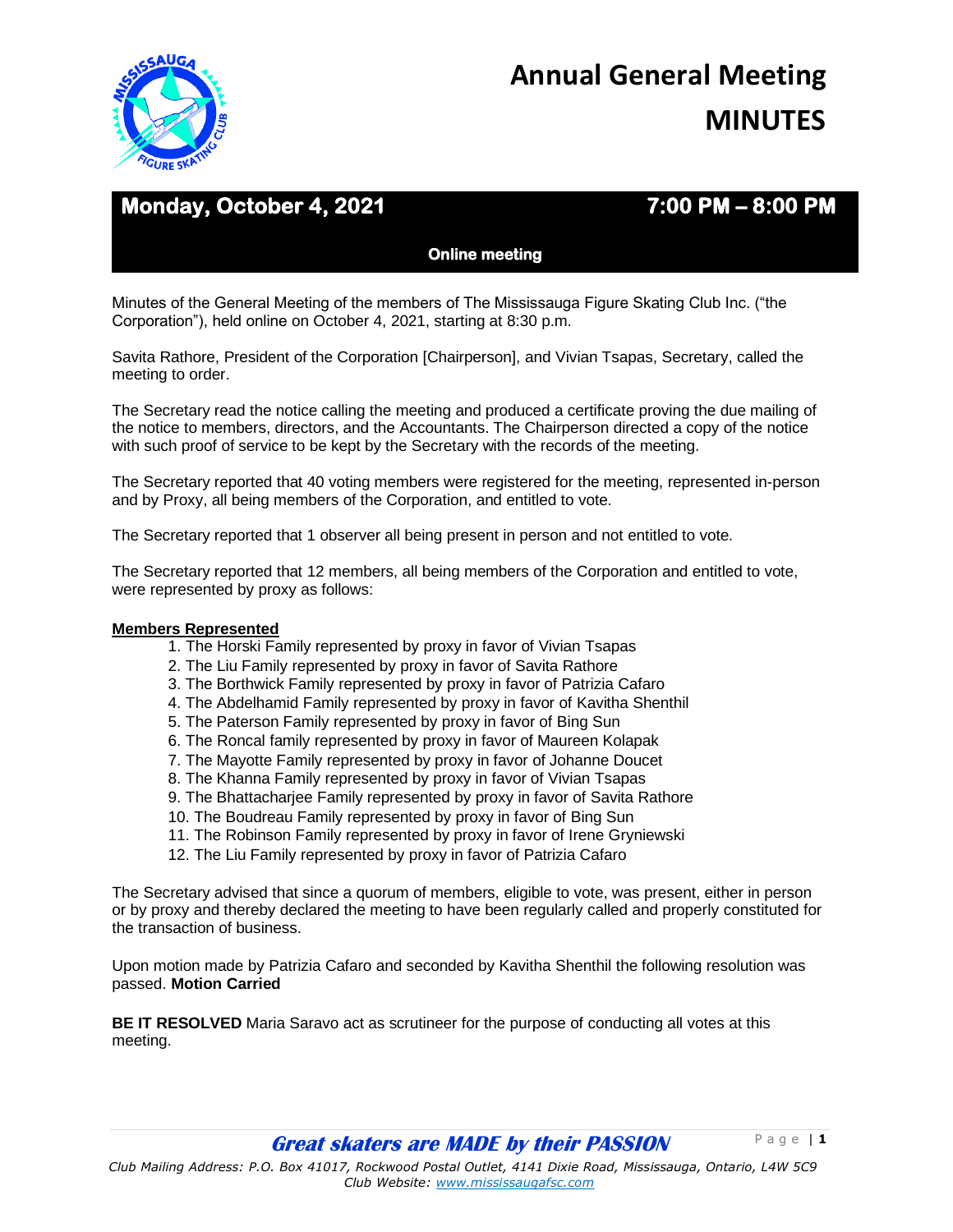# Annual General Meeting MINUTES

**Monday, October 4, 2021** **7:00 PM – 8:00 PM**

**Online meeting**

Minutes of the General Meeting of the members of The Mississauga Figure Skating Club Inc. ("the Corporation"), held online on October 4, 2021, starting at 8:30 p.m.

Savita Rathore, President of the Corporation [Chairperson], and Vivian Tsapas, Secretary, called the meeting to order.

The Secretary read the notice calling the meeting and produced a certificate proving the due mailing of the notice to members, directors, and the Accountants. The Chairperson directed a copy of the notice with such proof of service to be kept by the Secretary with the records of the meeting.

The Secretary reported that 40 voting members were registered for the meeting, represented in-person and by Proxy, all being members of the Corporation, and entitled to vote.

The Secretary reported that 1 observer all being present in person and not entitled to vote.

The Secretary reported that 12 members, all being members of the Corporation and entitled to vote, were represented by proxy as follows:

**Members Represented**

1. The Horski Family represented by proxy in favor of Vivian Tsapas
2. The Liu Family represented by proxy in favor of Savita Rathore
3. The Borthwick Family represented by proxy in favor of Patrizia Cafaro
4. The Abdelhamid Family represented by proxy in favor of Kavitha Shenthil
5. The Paterson Family represented by proxy in favor of Bing Sun
6. The Roncal family represented by proxy in favor of Maureen Kolapak
7. The Mayotte Family represented by proxy in favor of Johanne Doucet
8. The Khanna Family represented by proxy in favor of Vivian Tsapas
9. The Bhattacharjee Family represented by proxy in favor of Savita Rathore
10. The Boudreau Family represented by proxy in favor of Bing Sun
11. The Robinson Family represented by proxy in favor of Irene Gryniewski
12. The Liu Family represented by proxy in favor of Patrizia Cafaro

The Secretary advised that since a quorum of members, eligible to vote, was present, either in person or by proxy and thereby declared the meeting to have been regularly called and properly constituted for the transaction of business.

Upon motion made by Patrizia Cafaro and seconded by Kavitha Shenthil the following resolution was passed. **Motion Carried**

**BE IT RESOLVED** Maria Saravo act as scrutineer for the purpose of conducting all votes at this meeting.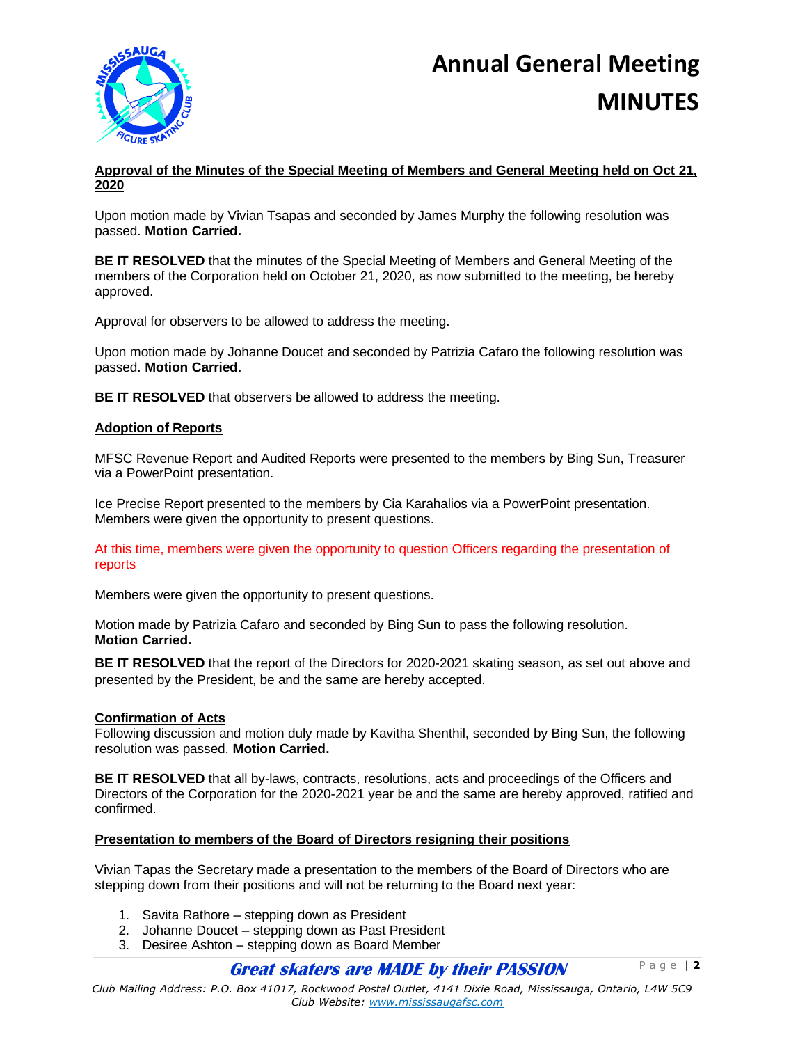# Annual General Meeting MINUTES

**Approval of the Minutes of the Special Meeting of Members and General Meeting held on Oct 21, 2020**

Upon motion made by Vivian Tsapas and seconded by James Murphy the following resolution was passed. **Motion Carried.**

**BE IT RESOLVED** that the minutes of the Special Meeting of Members and General Meeting of the members of the Corporation held on October 21, 2020, as now submitted to the meeting, be hereby approved.

Approval for observers to be allowed to address the meeting.

Upon motion made by Johanne Doucet and seconded by Patrizia Cafaro the following resolution was passed. **Motion Carried.**

**BE IT RESOLVED** that observers be allowed to address the meeting.

**Adoption of Reports**

MFSC Revenue Report and Audited Reports were presented to the members by Bing Sun, Treasurer via a PowerPoint presentation.

Ice Precise Report presented to the members by Cia Karahalios via a PowerPoint presentation. Members were given the opportunity to present questions.

At this time, members were given the opportunity to question Officers regarding the presentation of reports

Members were given the opportunity to present questions.

Motion made by Patrizia Cafaro and seconded by Bing Sun to pass the following resolution. **Motion Carried.**

**BE IT RESOLVED** that the report of the Directors for 2020-2021 skating season, as set out above and presented by the President, be and the same are hereby accepted.

**Confirmation of Acts**

Following discussion and motion duly made by Kavitha Shenthil, seconded by Bing Sun, the following resolution was passed. **Motion Carried.**

**BE IT RESOLVED** that all by-laws, contracts, resolutions, acts and proceedings of the Officers and Directors of the Corporation for the 2020-2021 year be and the same are hereby approved, ratified and confirmed.

**Presentation to members of the Board of Directors resigning their positions**

Vivian Tapas the Secretary made a presentation to the members of the Board of Directors who are stepping down from their positions and will not be returning to the Board next year:

1. Savita Rathore – stepping down as President
2. Johanne Doucet – stepping down as Past President
3. Desiree Ashton – stepping down as Board Member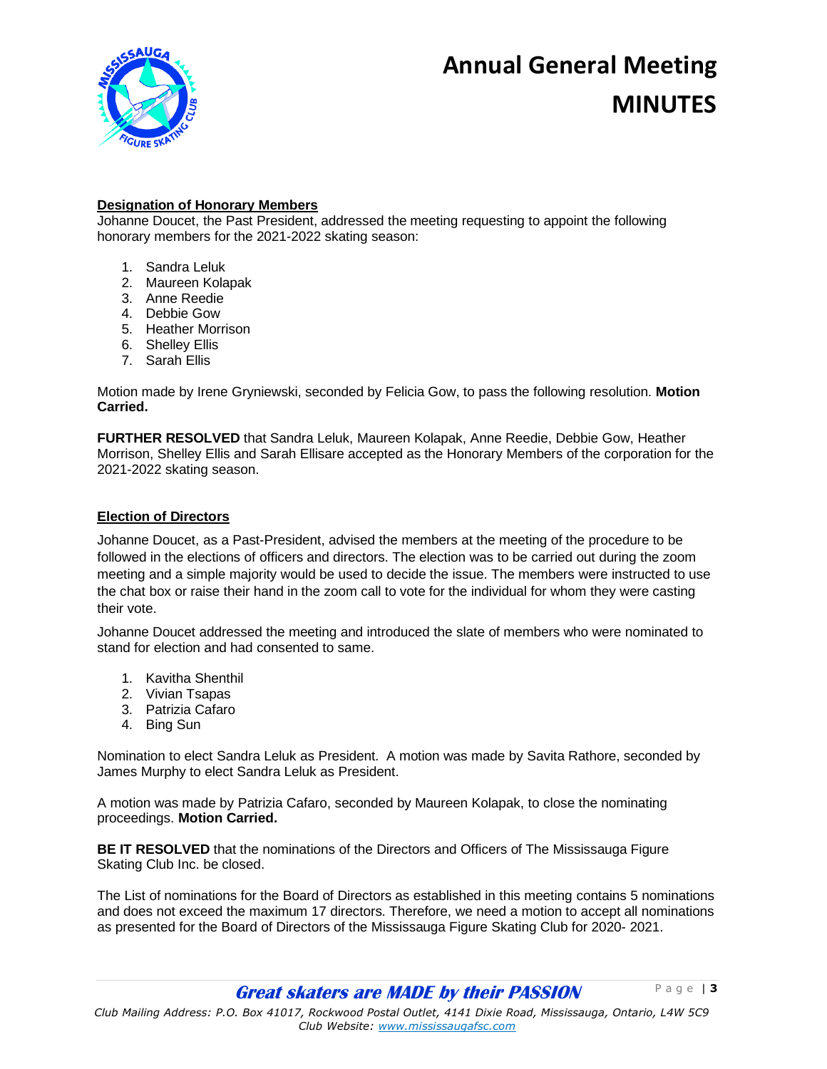# Annual General Meeting MINUTES

**Designation of Honorary Members**

Johanne Doucet, the Past President, addressed the meeting requesting to appoint the following honorary members for the 2021-2022 skating season:

1. Sandra Leluk
2. Maureen Kolapak
3. Anne Reedie
4. Debbie Gow
5. Heather Morrison
6. Shelley Ellis
7. Sarah Ellis

Motion made by Irene Gryniewski, seconded by Felicia Gow, to pass the following resolution. **Motion Carried.**

**FURTHER RESOLVED** that Sandra Leluk, Maureen Kolapak, Anne Reedie, Debbie Gow, Heather Morrison, Shelley Ellis and Sarah Ellisare accepted as the Honorary Members of the corporation for the 2021-2022 skating season.

**Election of Directors**

Johanne Doucet, as a Past-President, advised the members at the meeting of the procedure to be followed in the elections of officers and directors. The election was to be carried out during the zoom meeting and a simple majority would be used to decide the issue. The members were instructed to use the chat box or raise their hand in the zoom call to vote for the individual for whom they were casting their vote.

Johanne Doucet addressed the meeting and introduced the slate of members who were nominated to stand for election and had consented to same.

1. Kavitha Shenthil
2. Vivian Tsapas
3. Patrizia Cafaro
4. Bing Sun

Nomination to elect Sandra Leluk as President. A motion was made by Savita Rathore, seconded by James Murphy to elect Sandra Leluk as President.

A motion was made by Patrizia Cafaro, seconded by Maureen Kolapak, to close the nominating proceedings. **Motion Carried.**

**BE IT RESOLVED** that the nominations of the Directors and Officers of The Mississauga Figure Skating Club Inc. be closed.

The List of nominations for the Board of Directors as established in this meeting contains 5 nominations and does not exceed the maximum 17 directors. Therefore, we need a motion to accept all nominations as presented for the Board of Directors of the Mississauga Figure Skating Club for 2020- 2021.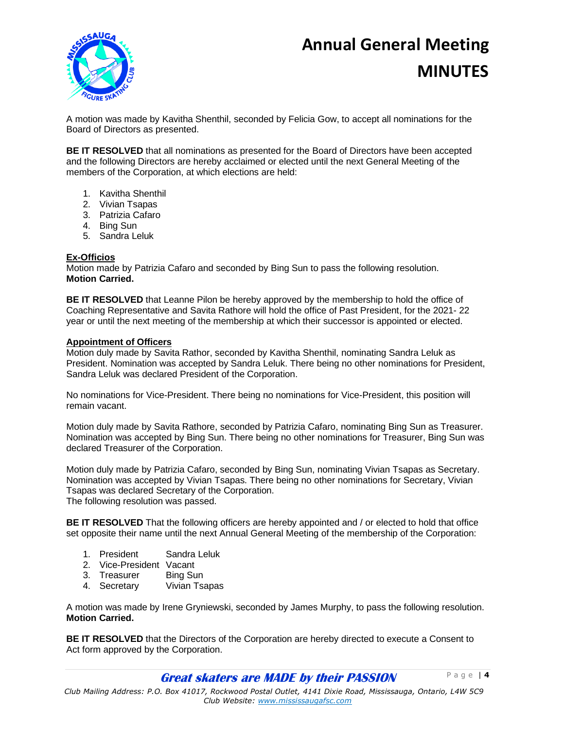A motion was made by Kavitha Shenthil, seconded by Felicia Gow, to accept all nominations for the Board of Directors as presented.

**BE IT RESOLVED** that all nominations as presented for the Board of Directors have been accepted and the following Directors are hereby acclaimed or elected until the next General Meeting of the members of the Corporation, at which elections are held:

1. Kavitha Shenthil
2. Vivian Tsapas
3. Patrizia Cafaro
4. Bing Sun
5. Sandra Leluk

**Ex-Officios**

Motion made by Patrizia Cafaro and seconded by Bing Sun to pass the following resolution.
**Motion Carried.**

**BE IT RESOLVED** that Leanne Pilon be hereby approved by the membership to hold the office of Coaching Representative and Savita Rathore will hold the office of Past President, for the 2021- 22 year or until the next meeting of the membership at which their successor is appointed or elected.

**Appointment of Officers**

Motion duly made by Savita Rathor, seconded by Kavitha Shenthil, nominating Sandra Leluk as President. Nomination was accepted by Sandra Leluk. There being no other nominations for President, Sandra Leluk was declared President of the Corporation.

No nominations for Vice-President. There being no nominations for Vice-President, this position will remain vacant.

Motion duly made by Savita Rathore, seconded by Patrizia Cafaro, nominating Bing Sun as Treasurer. Nomination was accepted by Bing Sun. There being no other nominations for Treasurer, Bing Sun was declared Treasurer of the Corporation.

Motion duly made by Patrizia Cafaro, seconded by Bing Sun, nominating Vivian Tsapas as Secretary. Nomination was accepted by Vivian Tsapas. There being no other nominations for Secretary, Vivian Tsapas was declared Secretary of the Corporation.
The following resolution was passed.

**BE IT RESOLVED** That the following officers are hereby appointed and / or elected to hold that office set opposite their name until the next Annual General Meeting of the membership of the Corporation:

1. President Sandra Leluk
2. Vice-President Vacant
3. Treasurer Bing Sun
4. Secretary Vivian Tsapas

A motion was made by Irene Gryniewski, seconded by James Murphy, to pass the following resolution.
**Motion Carried.**

**BE IT RESOLVED** that the Directors of the Corporation are hereby directed to execute a Consent to Act form approved by the Corporation.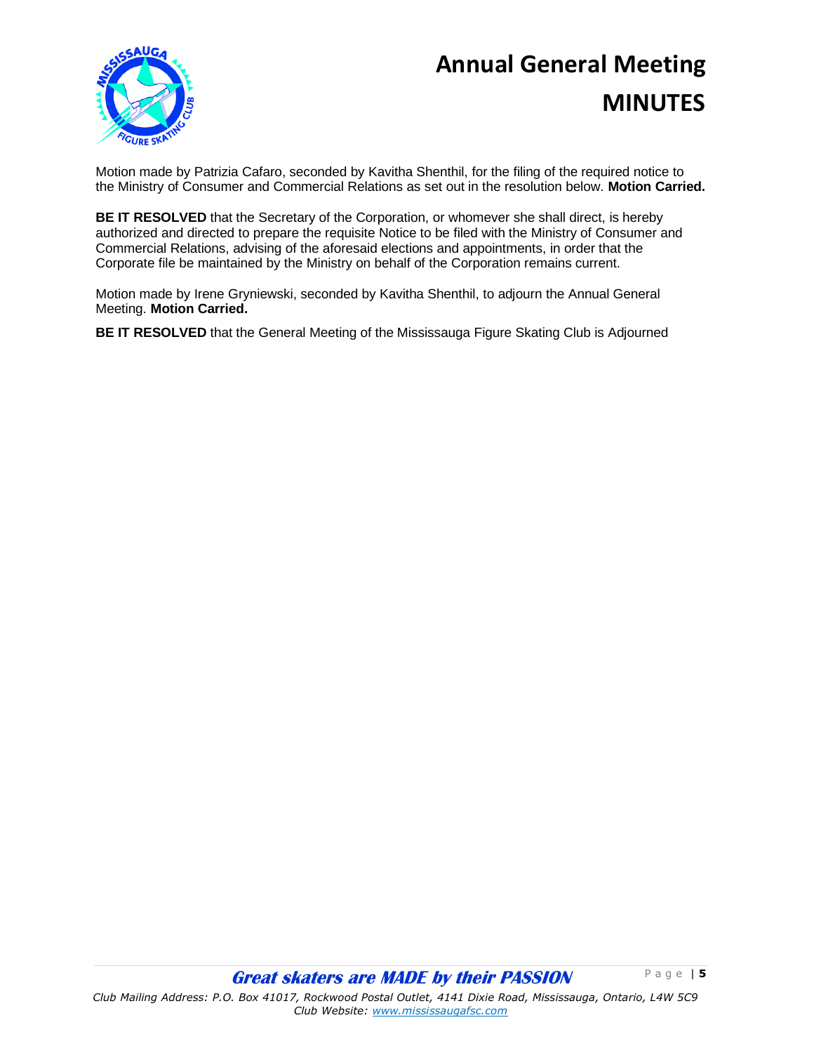Motion made by Patrizia Cafaro, seconded by Kavitha Shenthil, for the filing of the required notice to the Ministry of Consumer and Commercial Relations as set out in the resolution below. **Motion Carried.**

**BE IT RESOLVED** that the Secretary of the Corporation, or whomever she shall direct, is hereby authorized and directed to prepare the requisite Notice to be filed with the Ministry of Consumer and Commercial Relations, advising of the aforesaid elections and appointments, in order that the Corporate file be maintained by the Ministry on behalf of the Corporation remains current.

Motion made by Irene Gryniewski, seconded by Kavitha Shenthil, to adjourn the Annual General Meeting. **Motion Carried.**

**BE IT RESOLVED** that the General Meeting of the Mississauga Figure Skating Club is Adjourned